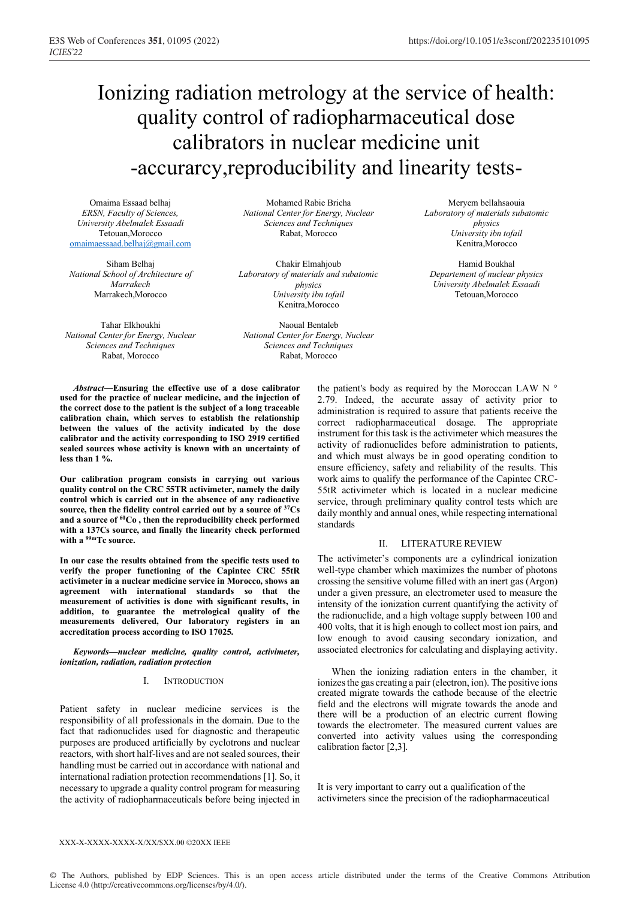# Ionizing radiation metrology at the service of health: quality control of radiopharmaceutical dose calibrators in nuclear medicine unit -accurarcy,reproducibility and linearity tests-

Omaima Essaad belhaj
*ERSN, Faculty of Sciences, University Abelmalek Essaadi*
Tetouan,Morocco
omaimaessaad.belhaj@gmail.com

Mohamed Rabie Bricha
*National Center for Energy, Nuclear Sciences and Techniques*
Rabat, Morocco

Meryem bellahsaouia
*Laboratory of materials subatomic physics*
*University ibn tofail*
Kenitra,Morocco

Siham Belhaj
*National School of Architecture of Marrakech*
Marrakech,Morocco

Chakir Elmahjoub
*Laboratory of materials and subatomic physics*
*University ibn tofail*
Kenitra,Morocco

Hamid Boukhal
*Departement of nuclear physics*
*University Abelmalek Essaadi*
Tetouan,Morocco

Tahar Elkhoukhi
*National Center for Energy, Nuclear Sciences and Techniques*
Rabat, Morocco

Naoual Bentaleb
*National Center for Energy, Nuclear Sciences and Techniques*
Rabat, Morocco

***Abstract*—Ensuring the effective use of a dose calibrator used for the practice of nuclear medicine, and the injection of the correct dose to the patient is the subject of a long traceable calibration chain, which serves to establish the relationship between the values of the activity indicated by the dose calibrator and the activity corresponding to ISO 2919 certified sealed sources whose activity is known with an uncertainty of less than 1 %.**

**Our calibration program consists in carrying out various quality control on the CRC 55TR activimeter, namely the daily control which is carried out in the absence of any radioactive source, then the fidelity control carried out by a source of $^{37}Cs$ and a source of $^{60}Co$ , then the reproducibility check performed with a 137Cs source, and finally the linearity check performed with a $^{99m}Tc$ source.**

**In our case the results obtained from the specific tests used to verify the proper functioning of the Capintec CRC 55tR activimeter in a nuclear medicine service in Morocco, shows an agreement with international standards so that the measurement of activities is done with significant results, in addition, to guarantee the metrological quality of the measurements delivered, Our laboratory registers in an accreditation process according to ISO 17025.**

***Keywords*—*nuclear medicine, quality control, activimeter, ionization, radiation, radiation protection***

## I. Introduction

Patient safety in nuclear medicine services is the responsibility of all professionals in the domain. Due to the fact that radionuclides used for diagnostic and therapeutic purposes are produced artificially by cyclotrons and nuclear reactors, with short half-lives and are not sealed sources, their handling must be carried out in accordance with national and international radiation protection recommendations [1]. So, it necessary to upgrade a quality control program for measuring the activity of radiopharmaceuticals before being injected in the patient's body as required by the Moroccan LAW N ° 2.79. Indeed, the accurate assay of activity prior to administration is required to assure that patients receive the correct radiopharmaceutical dosage. The appropriate instrument for this task is the activimeter which measures the activity of radionuclides before administration to patients, and which must always be in good operating condition to ensure efficiency, safety and reliability of the results. This work aims to qualify the performance of the Capintec CRC-55tR activimeter which is located in a nuclear medicine service, through preliminary quality control tests which are daily monthly and annual ones, while respecting international standards

## II. Literature Review

The activimeter's components are a cylindrical ionization well-type chamber which maximizes the number of photons crossing the sensitive volume filled with an inert gas (Argon) under a given pressure, an electrometer used to measure the intensity of the ionization current quantifying the activity of the radionuclide, and a high voltage supply between 100 and 400 volts, that it is high enough to collect most ion pairs, and low enough to avoid causing secondary ionization, and associated electronics for calculating and displaying activity.

When the ionizing radiation enters in the chamber, it ionizes the gas creating a pair (electron, ion). The positive ions created migrate towards the cathode because of the electric field and the electrons will migrate towards the anode and there will be a production of an electric current flowing towards the electrometer. The measured current values are converted into activity values using the corresponding calibration factor [2,3].

It is very important to carry out a qualification of the activimeters since the precision of the radiopharmaceutical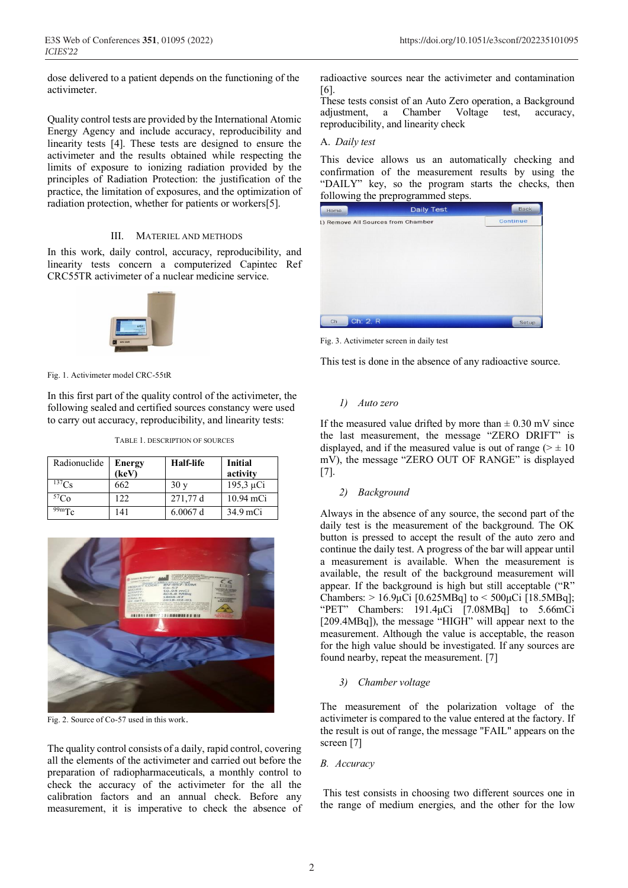dose delivered to a patient depends on the functioning of the activimeter.

Quality control tests are provided by the International Atomic Energy Agency and include accuracy, reproducibility and linearity tests [4]. These tests are designed to ensure the activimeter and the results obtained while respecting the limits of exposure to ionizing radiation provided by the principles of Radiation Protection: the justification of the practice, the limitation of exposures, and the optimization of radiation protection, whether for patients or workers[5].

## III. MATERIEL AND METHODS

In this work, daily control, accuracy, reproducibility, and linearity tests concern a computerized Capintec Ref CRC55TR activimeter of a nuclear medicine service.

Fig. 1. Activimeter model CRC-55tR

In this first part of the quality control of the activimeter, the following sealed and certified sources constancy were used to carry out accuracy, reproducibility, and linearity tests:

TABLE 1. DESCRIPTION OF SOURCES

| Radionuclide | Energy (keV) | Half-life | Initial activity |
| --- | --- | --- | --- |
| $^{137}$Cs | 662 | 30 y | 195,3 µCi |
| $^{57}$Co | 122 | 271,77 d | 10.94 mCi |
| $^{99m}$Tc | 141 | 6.0067 d | 34.9 mCi |

Fig. 2. Source of Co-57 used in this work.

The quality control consists of a daily, rapid control, covering all the elements of the activimeter and carried out before the preparation of radiopharmaceuticals, a monthly control to check the accuracy of the activimeter for the all the calibration factors and an annual check. Before any measurement, it is imperative to check the absence of radioactive sources near the activimeter and contamination [6].

These tests consist of an Auto Zero operation, a Background adjustment, a Chamber Voltage test, accuracy, reproducibility, and linearity check

### A. *Daily test*

This device allows us an automatically checking and confirmation of the measurement results by using the "DAILY" key, so the program starts the checks, then following the preprogrammed steps.

Fig. 3. Activimeter screen in daily test

This test is done in the absence of any radioactive source.

#### *1) Auto zero*

If the measured value drifted by more than ± 0.30 mV since the last measurement, the message "ZERO DRIFT" is displayed, and if the measured value is out of range (> ± 10 mV), the message "ZERO OUT OF RANGE" is displayed [7].

#### *2) Background*

Always in the absence of any source, the second part of the daily test is the measurement of the background. The OK button is pressed to accept the result of the auto zero and continue the daily test. A progress of the bar will appear until a measurement is available. When the measurement is available, the result of the background measurement will appear. If the background is high but still acceptable ("R" Chambers: > 16.9µCi [0.625MBq] to < 500µCi [18.5MBq]; "PET" Chambers: 191.4µCi [7.08MBq] to 5.66mCi [209.4MBq]), the message "HIGH" will appear next to the measurement. Although the value is acceptable, the reason for the high value should be investigated. If any sources are found nearby, repeat the measurement. [7]

#### *3) Chamber voltage*

The measurement of the polarization voltage of the activimeter is compared to the value entered at the factory. If the result is out of range, the message "FAIL" appears on the screen [7]

### B. *Accuracy*

This test consists in choosing two different sources one in the range of medium energies, and the other for the low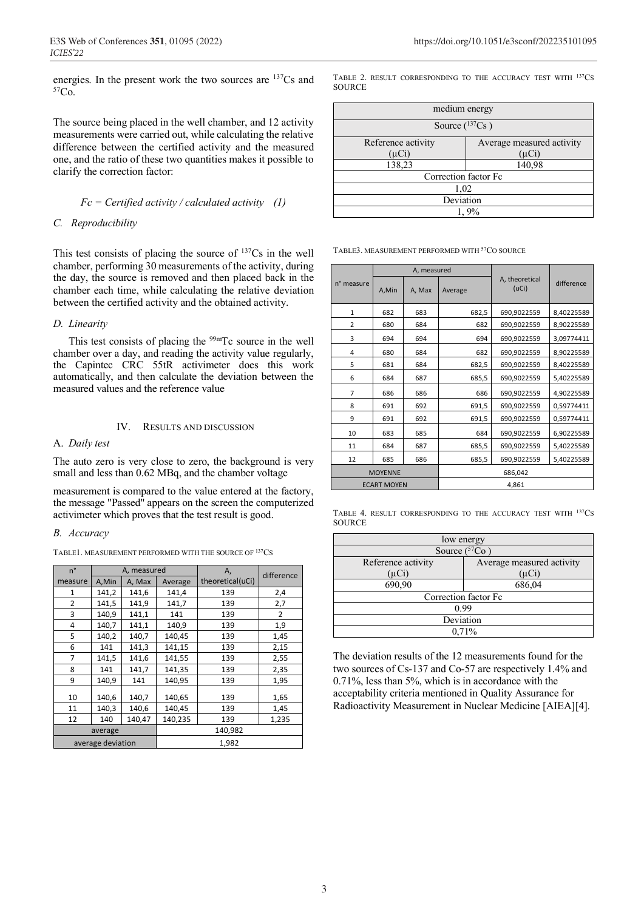energies. In the present work the two sources are $^{137}Cs$ and $^{57}Co$.

The source being placed in the well chamber, and 12 activity measurements were carried out, while calculating the relative difference between the certified activity and the measured one, and the ratio of these two quantities makes it possible to clarify the correction factor:

$$Fc = Certified\ activity / calculated\ activity \quad (1)$$

### C. Reproducibility

This test consists of placing the source of $^{137}Cs$ in the well chamber, performing 30 measurements of the activity, during the day, the source is removed and then placed back in the chamber each time, while calculating the relative deviation between the certified activity and the obtained activity.

### D. Linearity

This test consists of placing the $^{99m}Tc$ source in the well chamber over a day, and reading the activity value regularly, the Capintec CRC 55tR activimeter does this work automatically, and then calculate the deviation between the measured values and the reference value

## IV. Results and Discussion

### A. Daily test

The auto zero is very close to zero, the background is very small and less than 0.62 MBq, and the chamber voltage measurement is compared to the value entered at the factory, the message "Passed" appears on the screen the computerized activimeter which proves that the test result is good.

### B. Accuracy

TABLE1. MEASUREMENT PERFORMED WITH THE SOURCE OF $^{137}Cs$

| n° measure | A, measured | | | A, theoretical(uCi) | difference |
|---|---|---|---|---|---|
| | A,Min | A, Max | Average | | |
| 1 | 141,2 | 141,6 | 141,4 | 139 | 2,4 |
| 2 | 141,5 | 141,9 | 141,7 | 139 | 2,7 |
| 3 | 140,9 | 141,1 | 141 | 139 | 2 |
| 4 | 140,7 | 141,1 | 140,9 | 139 | 1,9 |
| 5 | 140,2 | 140,7 | 140,45 | 139 | 1,45 |
| 6 | 141 | 141,3 | 141,15 | 139 | 2,15 |
| 7 | 141,5 | 141,6 | 141,55 | 139 | 2,55 |
| 8 | 141 | 141,7 | 141,35 | 139 | 2,35 |
| 9 | 140,9 | 141 | 140,95 | 139 | 1,95 |
| 10 | 140,6 | 140,7 | 140,65 | 139 | 1,65 |
| 11 | 140,3 | 140,6 | 140,45 | 139 | 1,45 |
| 12 | 140 | 140,47 | 140,235 | 139 | 1,235 |
| average | | | 140,982 | | |
| average deviation | | | 1,982 | | |

TABLE 2. RESULT CORRESPONDING TO THE ACCURACY TEST WITH $^{137}Cs$ SOURCE

| medium energy | |
|---|---|
| Source ($^{137}Cs$ ) | |
| Reference activity (µCi) | Average measured activity (µCi) |
| 138,23 | 140,98 |
| Correction factor Fc | |
| 1,02 | |
| Deviation | |
| 1, 9% | |

TABLE3. MEASUREMENT PERFORMED WITH $^{57}Co$ SOURCE

| n° measure | A, measured | | | A, theoretical (uCi) | difference |
|---|---|---|---|---|---|
| | A,Min | A, Max | Average | | |
| 1 | 682 | 683 | 682,5 | 690,9022559 | 8,40225589 |
| 2 | 680 | 684 | 682 | 690,9022559 | 8,90225589 |
| 3 | 694 | 694 | 694 | 690,9022559 | 3,09774411 |
| 4 | 680 | 684 | 682 | 690,9022559 | 8,90225589 |
| 5 | 681 | 684 | 682,5 | 690,9022559 | 8,40225589 |
| 6 | 684 | 687 | 685,5 | 690,9022559 | 5,40225589 |
| 7 | 686 | 686 | 686 | 690,9022559 | 4,90225589 |
| 8 | 691 | 692 | 691,5 | 690,9022559 | 0,59774411 |
| 9 | 691 | 692 | 691,5 | 690,9022559 | 0,59774411 |
| 10 | 683 | 685 | 684 | 690,9022559 | 6,90225589 |
| 11 | 684 | 687 | 685,5 | 690,9022559 | 5,40225589 |
| 12 | 685 | 686 | 685,5 | 690,9022559 | 5,40225589 |
| MOYENNE | | | 686,042 | | |
| ECART MOYEN | | | 4,861 | | |

TABLE 4. RESULT CORRESPONDING TO THE ACCURACY TEST WITH $^{137}Cs$ SOURCE

| low energy | |
|---|---|
| Source ($^{57}Co$ ) | |
| Reference activity (µCi) | Average measured activity (µCi) |
| 690,90 | 686,04 |
| Correction factor Fc | |
| 0.99 | |
| Deviation | |
| 0,71% | |

The deviation results of the 12 measurements found for the two sources of Cs-137 and Co-57 are respectively 1.4% and 0.71%, less than 5%, which is in accordance with the acceptability criteria mentioned in Quality Assurance for Radioactivity Measurement in Nuclear Medicine [AIEA][4].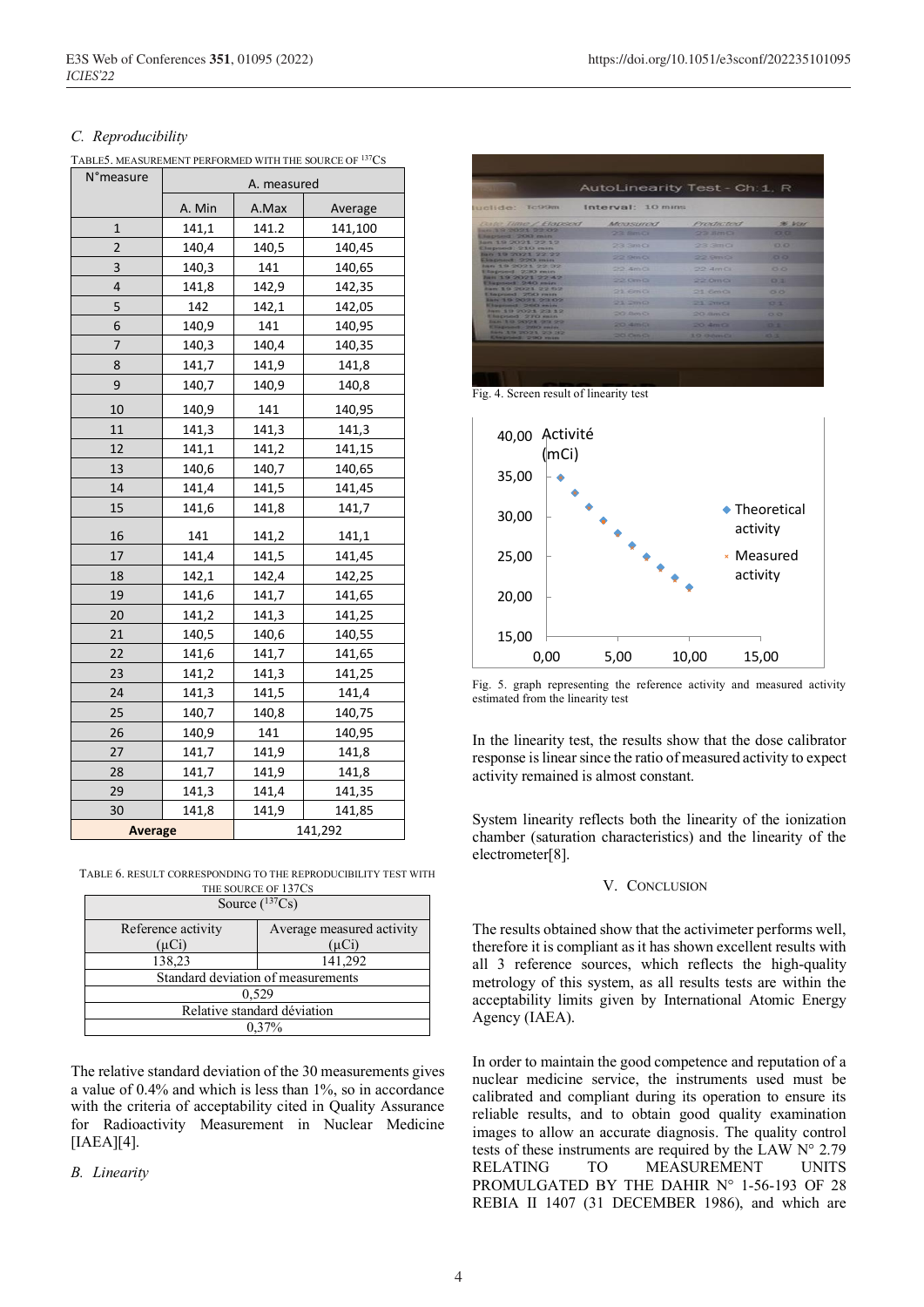### C. Reproducibility

TABLE5. MEASUREMENT PERFORMED WITH THE SOURCE OF $^{137}$Cs

| N°measure | A. measured | | |
|---|---|---|---|
| | A. Min | A.Max | Average |
| 1 | 141,1 | 141.2 | 141,100 |
| 2 | 140,4 | 140,5 | 140,45 |
| 3 | 140,3 | 141 | 140,65 |
| 4 | 141,8 | 142,9 | 142,35 |
| 5 | 142 | 142,1 | 142,05 |
| 6 | 140,9 | 141 | 140,95 |
| 7 | 140,3 | 140,4 | 140,35 |
| 8 | 141,7 | 141,9 | 141,8 |
| 9 | 140,7 | 140,9 | 140,8 |
| 10 | 140,9 | 141 | 140,95 |
| 11 | 141,3 | 141,3 | 141,3 |
| 12 | 141,1 | 141,2 | 141,15 |
| 13 | 140,6 | 140,7 | 140,65 |
| 14 | 141,4 | 141,5 | 141,45 |
| 15 | 141,6 | 141,8 | 141,7 |
| 16 | 141 | 141,2 | 141,1 |
| 17 | 141,4 | 141,5 | 141,45 |
| 18 | 142,1 | 142,4 | 142,25 |
| 19 | 141,6 | 141,7 | 141,65 |
| 20 | 141,2 | 141,3 | 141,25 |
| 21 | 140,5 | 140,6 | 140,55 |
| 22 | 141,6 | 141,7 | 141,65 |
| 23 | 141,2 | 141,3 | 141,25 |
| 24 | 141,3 | 141,5 | 141,4 |
| 25 | 140,7 | 140,8 | 140,75 |
| 26 | 140,9 | 141 | 140,95 |
| 27 | 141,7 | 141,9 | 141,8 |
| 28 | 141,7 | 141,9 | 141,8 |
| 29 | 141,3 | 141,4 | 141,35 |
| 30 | 141,8 | 141,9 | 141,85 |
| **Average** | | 141,292 | |

TABLE 6. RESULT CORRESPONDING TO THE REPRODUCIBILITY TEST WITH THE SOURCE OF 137CS

| Source ($^{137}$Cs) | |
|---|---|
| Reference activity (µCi) | Average measured activity (µCi) |
| 138,23 | 141,292 |
| Standard deviation of measurements | |
| 0,529 | |
| Relative standard déviation | |
| 0,37% | |

The relative standard deviation of the 30 measurements gives a value of 0.4% and which is less than 1%, so in accordance with the criteria of acceptability cited in Quality Assurance for Radioactivity Measurement in Nuclear Medicine [IAEA][4].

### B. Linearity

Fig. 4. Screen result of linearity test

Fig. 5. graph representing the reference activity and measured activity estimated from the linearity test

In the linearity test, the results show that the dose calibrator response is linear since the ratio of measured activity to expect activity remained is almost constant.

System linearity reflects both the linearity of the ionization chamber (saturation characteristics) and the linearity of the electrometer[8].

## V. CONCLUSION

The results obtained show that the activimeter performs well, therefore it is compliant as it has shown excellent results with all 3 reference sources, which reflects the high-quality metrology of this system, as all results tests are within the acceptability limits given by International Atomic Energy Agency (IAEA).

In order to maintain the good competence and reputation of a nuclear medicine service, the instruments used must be calibrated and compliant during its operation to ensure its reliable results, and to obtain good quality examination images to allow an accurate diagnosis. The quality control tests of these instruments are required by the LAW N° 2.79 RELATING TO MEASUREMENT UNITS PROMULGATED BY THE DAHIR N° 1-56-193 OF 28 REBIA II 1407 (31 DECEMBER 1986), and which are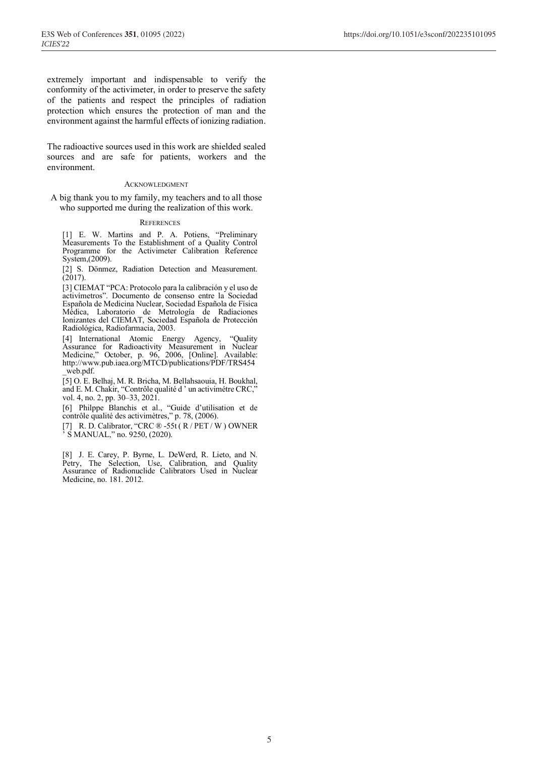extremely important and indispensable to verify the conformity of the activimeter, in order to preserve the safety of the patients and respect the principles of radiation protection which ensures the protection of man and the environment against the harmful effects of ionizing radiation.

The radioactive sources used in this work are shielded sealed sources and are safe for patients, workers and the environment.

## Acknowledgment

A big thank you to my family, my teachers and to all those who supported me during the realization of this work.

## References

[1] E. W. Martins and P. A. Potiens, "Preliminary Measurements To the Establishment of a Quality Control Programme for the Activimeter Calibration Reference System,(2009).

[2] S. Dönmez, Radiation Detection and Measurement. (2017).

[3] CIEMAT "PCA: Protocolo para la calibración y el uso de activímetros". Documento de consenso entre la Sociedad Española de Medicina Nuclear, Sociedad Española de Física Médica, Laboratorio de Metrología de Radiaciones Ionizantes del CIEMAT, Sociedad Española de Protección Radiológica, Radiofarmacia, 2003.

[4] International Atomic Energy Agency, "Quality Assurance for Radioactivity Measurement in Nuclear Medicine," October, p. 96, 2006, [Online]. Available: http://www.pub.iaea.org/MTCD/publications/PDF/TRS454_web.pdf.

[5] O. E. Belhaj, M. R. Bricha, M. Bellahsaouia, H. Boukhal, and E. M. Chakir, "Contrôle qualité d ' un activimétre CRC," vol. 4, no. 2, pp. 30–33, 2021.

[6] Philppe Blanchis et al., "Guide d'utilisation et de contrôle qualité des activimètres," p. 78, (2006).

[7] R. D. Calibrator, "CRC ® -55t ( R / PET / W ) OWNER ' S MANUAL," no. 9250, (2020).

[8] J. E. Carey, P. Byrne, L. DeWerd, R. Lieto, and N. Petry, The Selection, Use, Calibration, and Quality Assurance of Radionuclide Calibrators Used in Nuclear Medicine, no. 181. 2012.